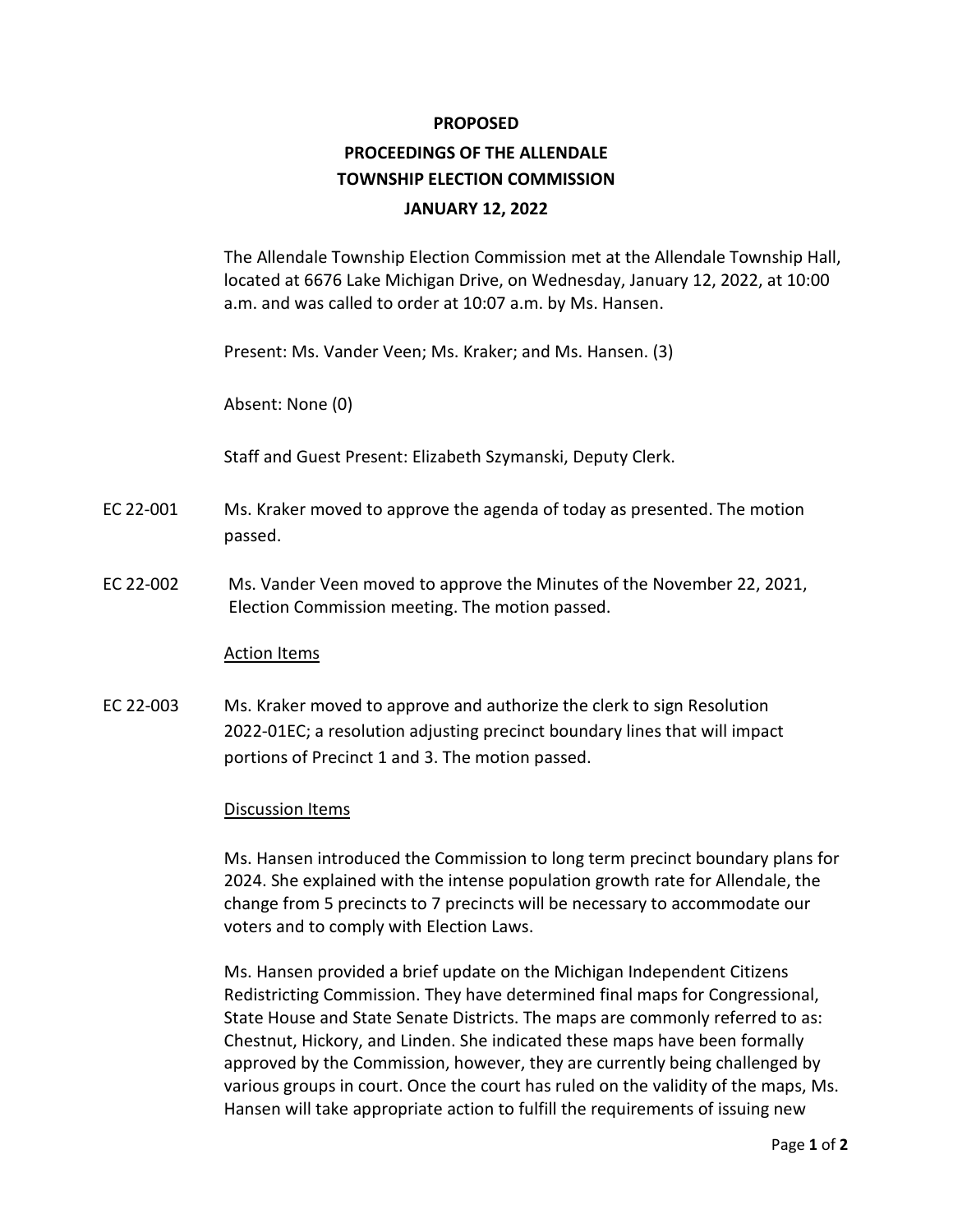# PROPOSED

# PROCEEDINGS OF THE ALLENDALE TOWNSHIP ELECTION COMMISSION

# JANUARY 12, 2022

The Allendale Township Election Commission met at the Allendale Township Hall, located at 6676 Lake Michigan Drive, on Wednesday, January 12, 2022, at 10:00 a.m. and was called to order at 10:07 a.m. by Ms. Hansen.

Present: Ms. Vander Veen; Ms. Kraker; and Ms. Hansen. (3)

Absent: None (0)

Staff and Guest Present: Elizabeth Szymanski, Deputy Clerk.

EC 22-001 Ms. Kraker moved to approve the agenda of today as presented. The motion passed.

EC 22-002 Ms. Vander Veen moved to approve the Minutes of the November 22, 2021, Election Commission meeting. The motion passed.

## Action Items

EC 22-003 Ms. Kraker moved to approve and authorize the clerk to sign Resolution 2022-01EC; a resolution adjusting precinct boundary lines that will impact portions of Precinct 1 and 3. The motion passed.

## Discussion Items

Ms. Hansen introduced the Commission to long term precinct boundary plans for 2024. She explained with the intense population growth rate for Allendale, the change from 5 precincts to 7 precincts will be necessary to accommodate our voters and to comply with Election Laws.

Ms. Hansen provided a brief update on the Michigan Independent Citizens Redistricting Commission. They have determined final maps for Congressional, State House and State Senate Districts. The maps are commonly referred to as: Chestnut, Hickory, and Linden. She indicated these maps have been formally approved by the Commission, however, they are currently being challenged by various groups in court. Once the court has ruled on the validity of the maps, Ms. Hansen will take appropriate action to fulfill the requirements of issuing new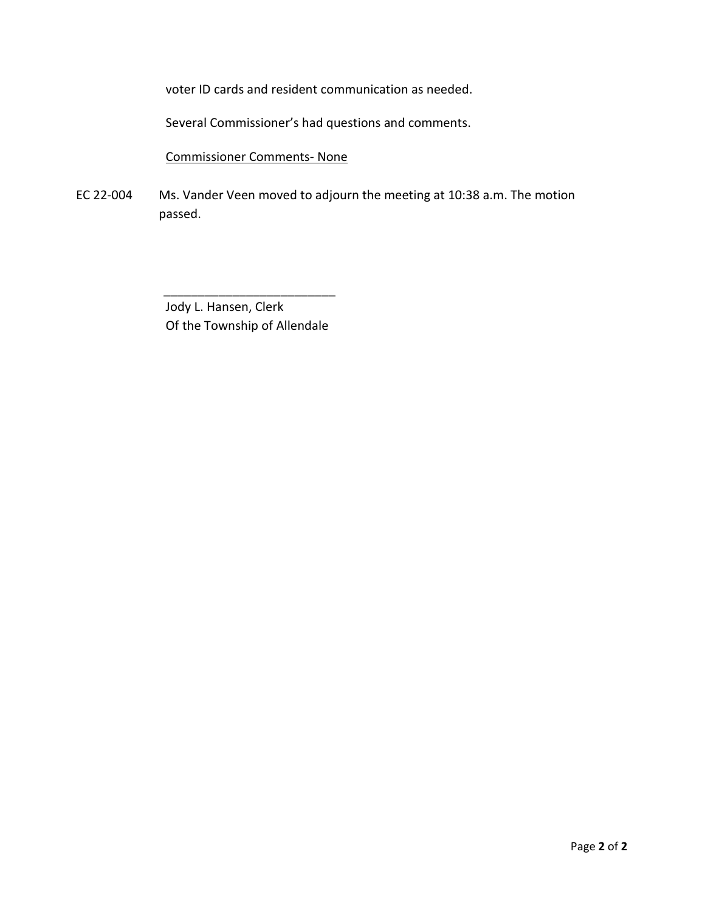voter ID cards and resident communication as needed.

Several Commissioner's had questions and comments.

<u>Commissioner Comments- None</u>

EC 22-004 Ms. Vander Veen moved to adjourn the meeting at 10:38 a.m. The motion passed.

\_\_\_\_\_\_\_\_\_\_\_\_\_\_\_\_\_\_\_\_\_\_\_\_\_\_

Jody L. Hansen, Clerk
Of the Township of Allendale